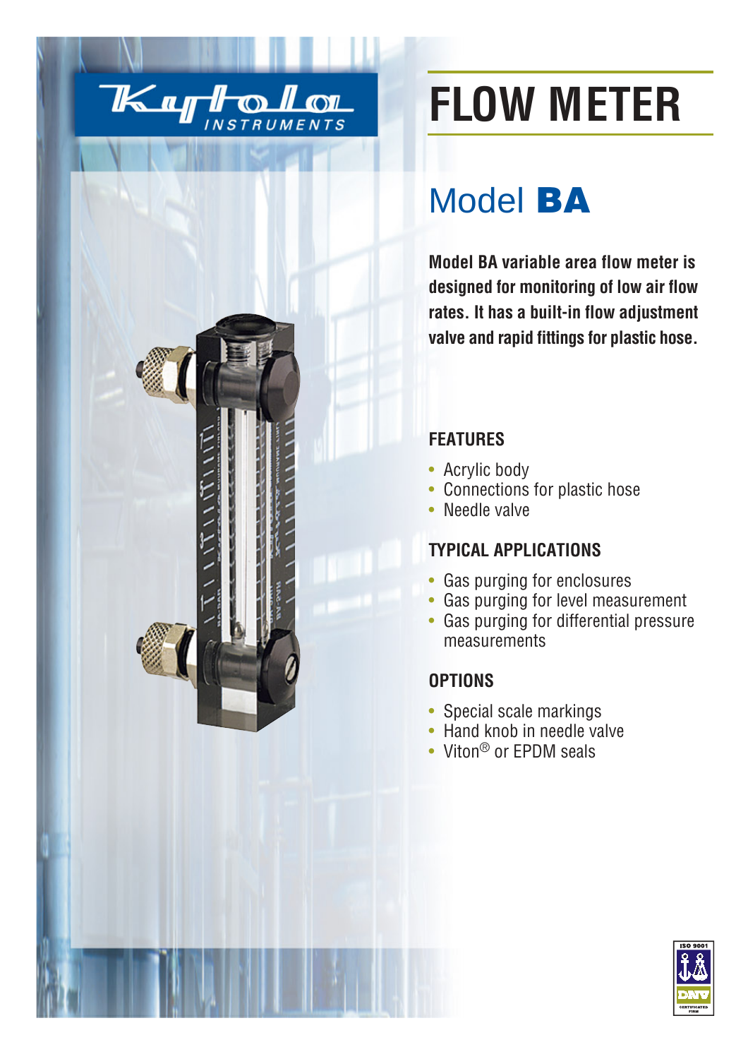# FLOW METER

## Model BA

**Model BA variable area flow meter is designed for monitoring of low air flow rates. It has a built-in flow adjustment valve and rapid fittings for plastic hose.**

### FEATURES

- Acrylic body
- Connections for plastic hose
- Needle valve

### TYPICAL APPLICATIONS

- Gas purging for enclosures
- Gas purging for level measurement
- Gas purging for differential pressure measurements

### OPTIONS

- Special scale markings
- Hand knob in needle valve
- Viton® or EPDM seals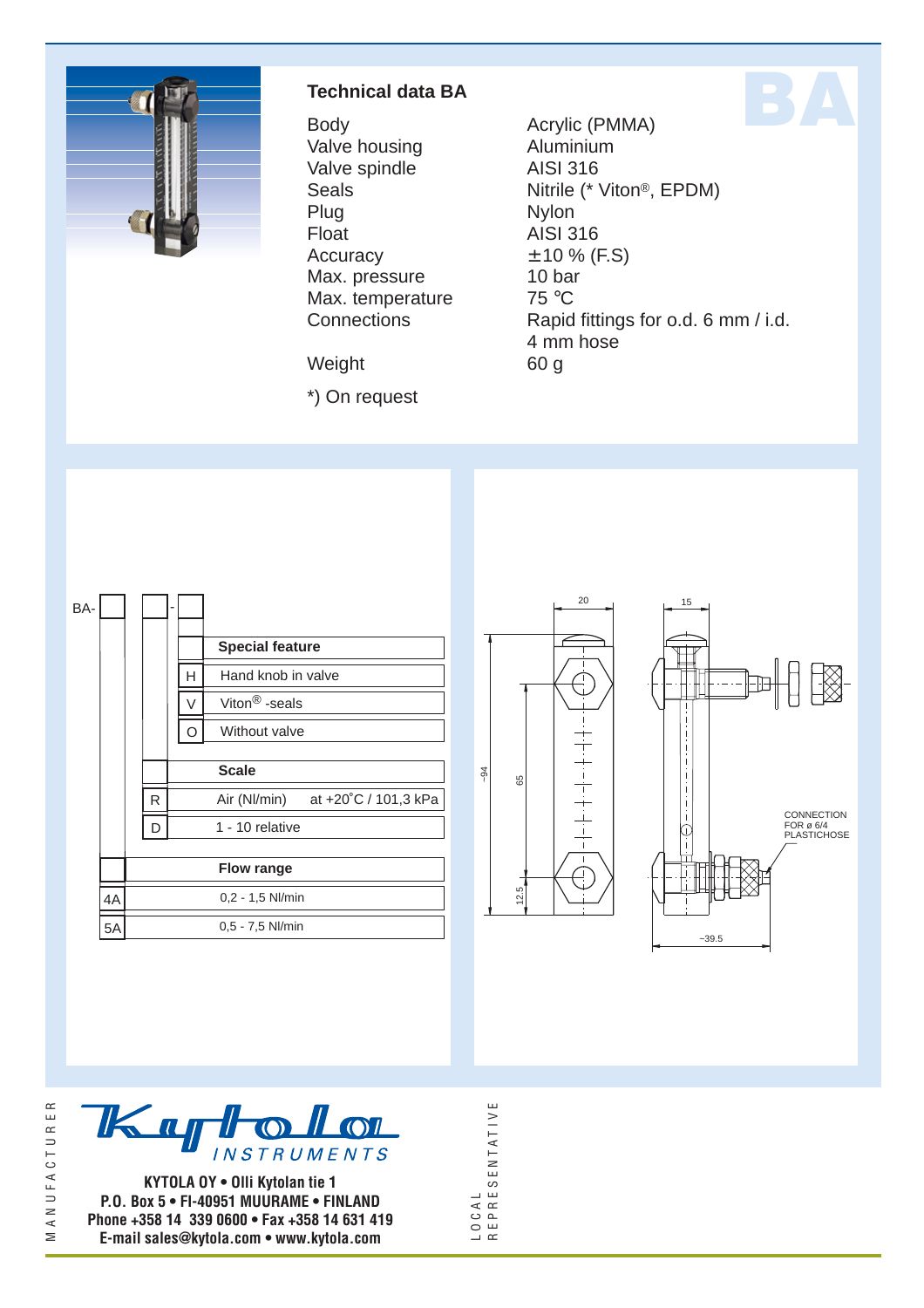## Technical data BA

| | |
|---|---|
| Body | Acrylic (PMMA) |
| Valve housing | Aluminium |
| Valve spindle | AISI 316 |
| Seals | Nitrile (* Viton®, EPDM) |
| Plug | Nylon |
| Float | AISI 316 |
| Accuracy | ±10 % (F.S) |
| Max. pressure | 10 bar |
| Max. temperature | 75 °C |
| Connections | Rapid fittings for o.d. 6 mm / i.d. 4 mm hose |
| Weight | 60 g |

*) On request

BA- [ ] [ ] - [ ]

| | | |
|---|---|---|
| | **Special feature** | |
| H | Hand knob in valve | |
| V | Viton® -seals | |
| O | Without valve | |
| | **Scale** | |
| R | Air (Nl/min) | at +20˚C / 101,3 kPa |
| D | 1 - 10 relative | |
| | **Flow range** | |
| 4A | 0,2 - 1,5 Nl/min | |
| 5A | 0,5 - 7,5 Nl/min | |

20
15
~94
65
12.5
~39.5
CONNECTION FOR ø 6/4 PLASTICHOSE

MANUFACTURER

Kytola INSTRUMENTS

**KYTOLA OY • Olli Kytolan tie 1**
**P.O. Box 5 • FI-40951 MUURAME • FINLAND**
**Phone +358 14 339 0600 • Fax +358 14 631 419**
**E-mail sales@kytola.com • www.kytola.com**

LOCAL REPRESENTATIVE